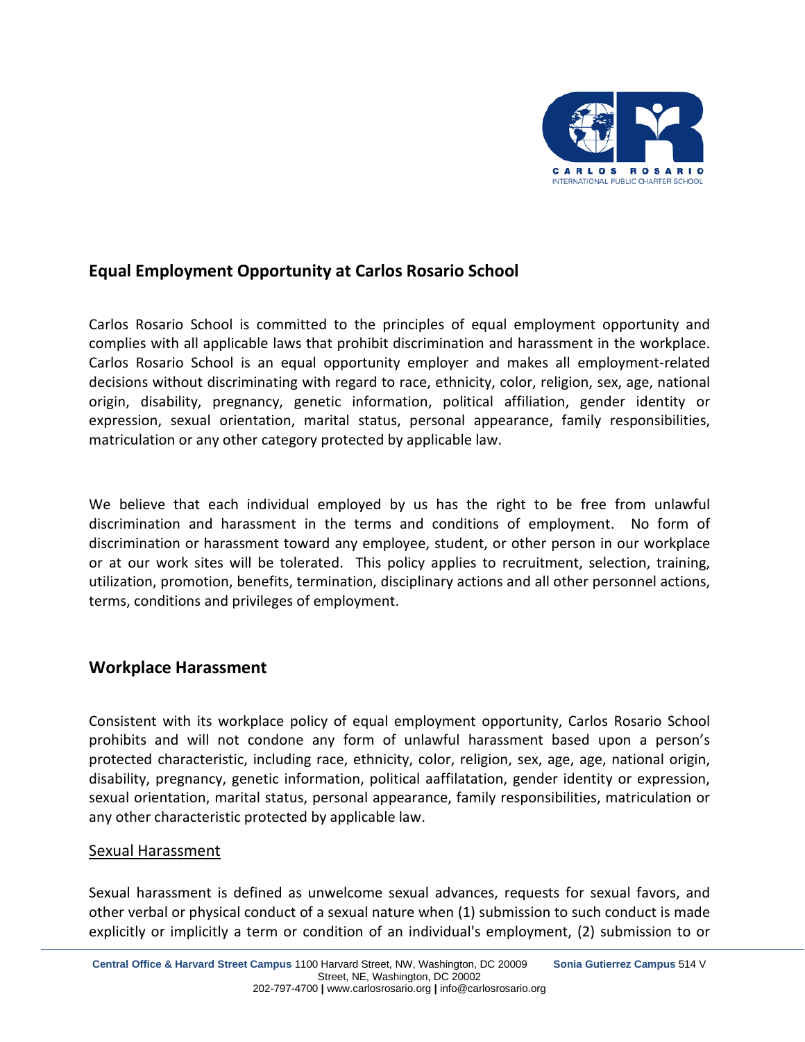## Equal Employment Opportunity at Carlos Rosario School

Carlos Rosario School is committed to the principles of equal employment opportunity and complies with all applicable laws that prohibit discrimination and harassment in the workplace. Carlos Rosario School is an equal opportunity employer and makes all employment-related decisions without discriminating with regard to race, ethnicity, color, religion, sex, age, national origin, disability, pregnancy, genetic information, political affiliation, gender identity or expression, sexual orientation, marital status, personal appearance, family responsibilities, matriculation or any other category protected by applicable law.

We believe that each individual employed by us has the right to be free from unlawful discrimination and harassment in the terms and conditions of employment. No form of discrimination or harassment toward any employee, student, or other person in our workplace or at our work sites will be tolerated. This policy applies to recruitment, selection, training, utilization, promotion, benefits, termination, disciplinary actions and all other personnel actions, terms, conditions and privileges of employment.

## Workplace Harassment

Consistent with its workplace policy of equal employment opportunity, Carlos Rosario School prohibits and will not condone any form of unlawful harassment based upon a person's protected characteristic, including race, ethnicity, color, religion, sex, age, age, national origin, disability, pregnancy, genetic information, political aaffilatation, gender identity or expression, sexual orientation, marital status, personal appearance, family responsibilities, matriculation or any other characteristic protected by applicable law.

### Sexual Harassment

Sexual harassment is defined as unwelcome sexual advances, requests for sexual favors, and other verbal or physical conduct of a sexual nature when (1) submission to such conduct is made explicitly or implicitly a term or condition of an individual's employment, (2) submission to or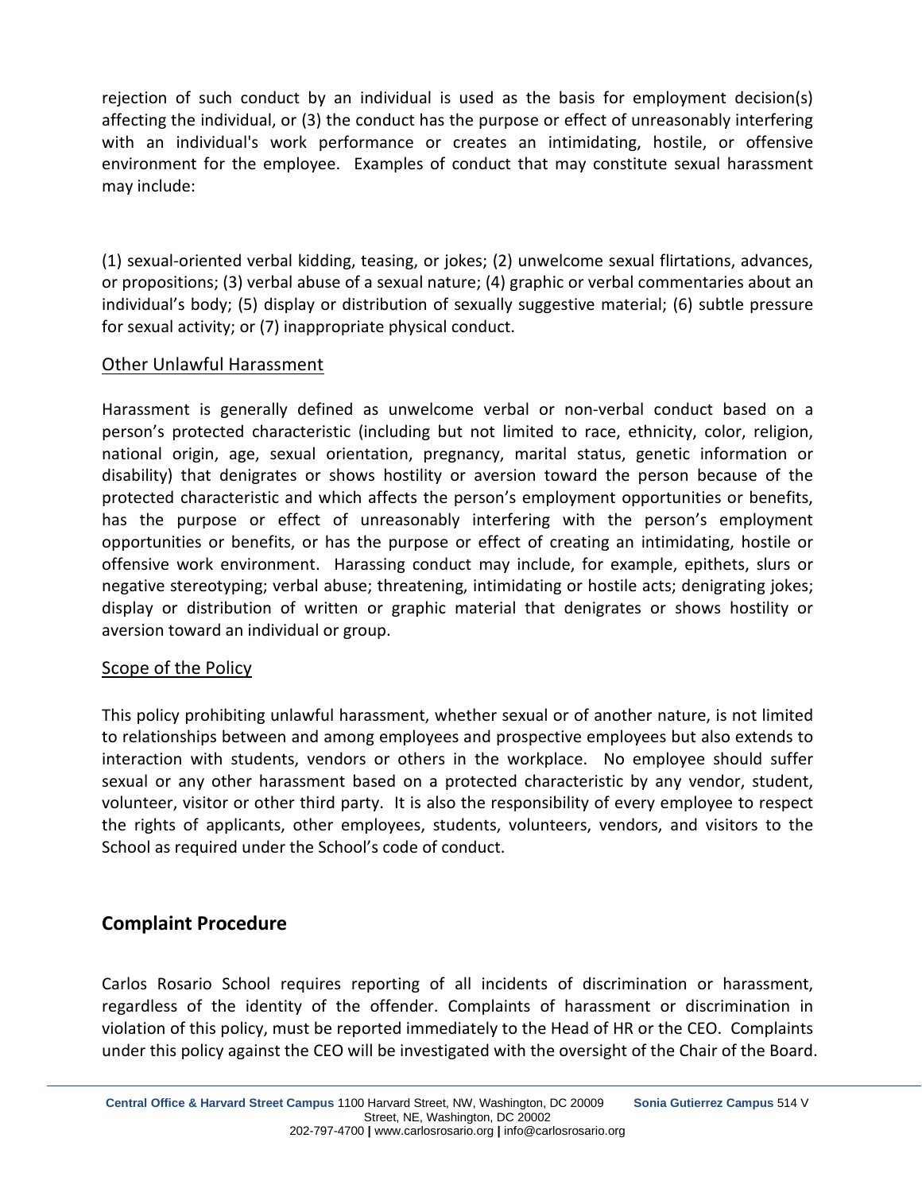rejection of such conduct by an individual is used as the basis for employment decision(s) affecting the individual, or (3) the conduct has the purpose or effect of unreasonably interfering with an individual's work performance or creates an intimidating, hostile, or offensive environment for the employee. Examples of conduct that may constitute sexual harassment may include:

(1) sexual-oriented verbal kidding, teasing, or jokes; (2) unwelcome sexual flirtations, advances, or propositions; (3) verbal abuse of a sexual nature; (4) graphic or verbal commentaries about an individual's body; (5) display or distribution of sexually suggestive material; (6) subtle pressure for sexual activity; or (7) inappropriate physical conduct.

<u>Other Unlawful Harassment</u>

Harassment is generally defined as unwelcome verbal or non-verbal conduct based on a person's protected characteristic (including but not limited to race, ethnicity, color, religion, national origin, age, sexual orientation, pregnancy, marital status, genetic information or disability) that denigrates or shows hostility or aversion toward the person because of the protected characteristic and which affects the person's employment opportunities or benefits, has the purpose or effect of unreasonably interfering with the person's employment opportunities or benefits, or has the purpose or effect of creating an intimidating, hostile or offensive work environment. Harassing conduct may include, for example, epithets, slurs or negative stereotyping; verbal abuse; threatening, intimidating or hostile acts; denigrating jokes; display or distribution of written or graphic material that denigrates or shows hostility or aversion toward an individual or group.

<u>Scope of the Policy</u>

This policy prohibiting unlawful harassment, whether sexual or of another nature, is not limited to relationships between and among employees and prospective employees but also extends to interaction with students, vendors or others in the workplace. No employee should suffer sexual or any other harassment based on a protected characteristic by any vendor, student, volunteer, visitor or other third party. It is also the responsibility of every employee to respect the rights of applicants, other employees, students, volunteers, vendors, and visitors to the School as required under the School's code of conduct.

## Complaint Procedure

Carlos Rosario School requires reporting of all incidents of discrimination or harassment, regardless of the identity of the offender. Complaints of harassment or discrimination in violation of this policy, must be reported immediately to the Head of HR or the CEO. Complaints under this policy against the CEO will be investigated with the oversight of the Chair of the Board.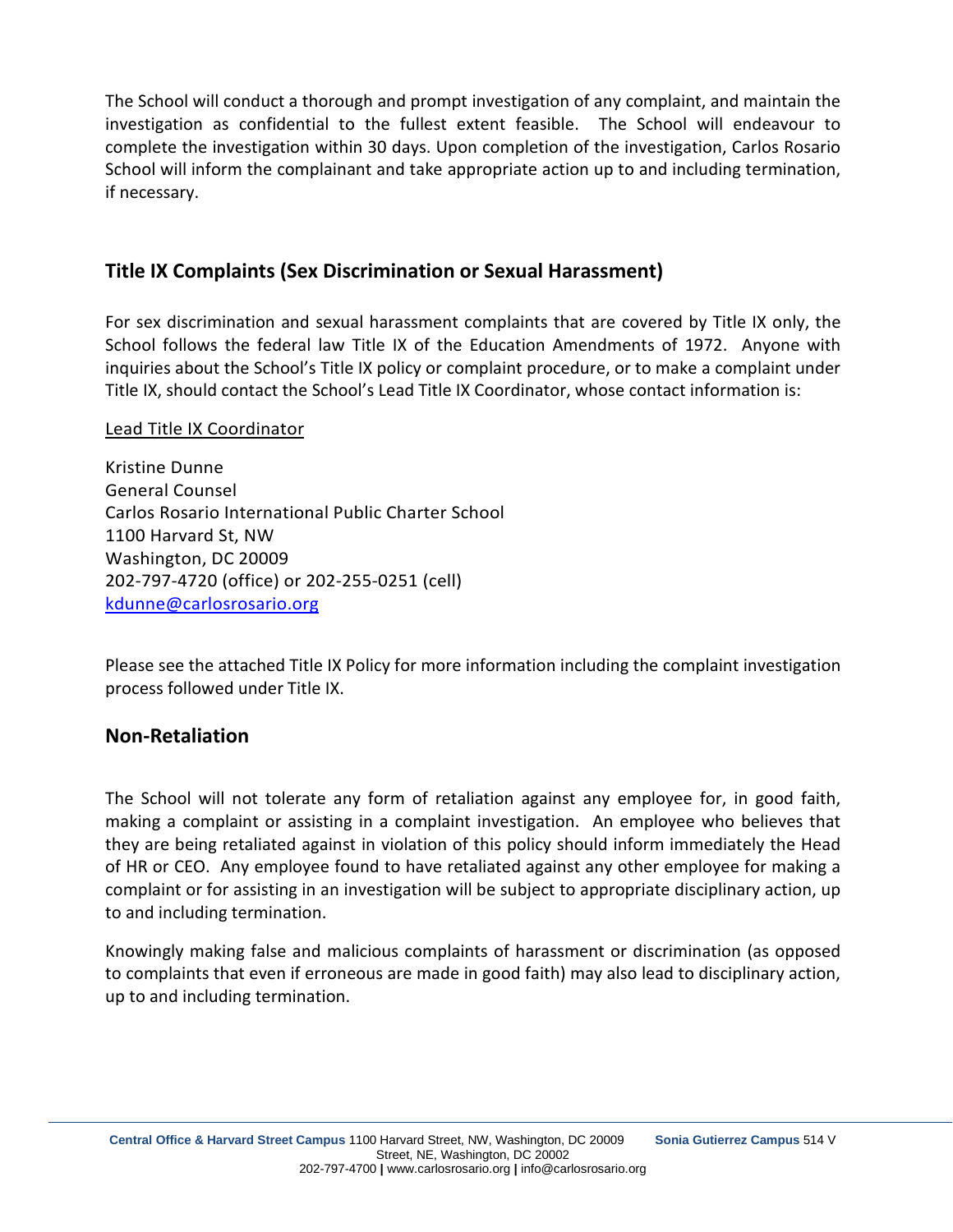The School will conduct a thorough and prompt investigation of any complaint, and maintain the investigation as confidential to the fullest extent feasible. The School will endeavour to complete the investigation within 30 days. Upon completion of the investigation, Carlos Rosario School will inform the complainant and take appropriate action up to and including termination, if necessary.

## Title IX Complaints (Sex Discrimination or Sexual Harassment)

For sex discrimination and sexual harassment complaints that are covered by Title IX only, the School follows the federal law Title IX of the Education Amendments of 1972. Anyone with inquiries about the School's Title IX policy or complaint procedure, or to make a complaint under Title IX, should contact the School's Lead Title IX Coordinator, whose contact information is:

Lead Title IX Coordinator

Kristine Dunne
General Counsel
Carlos Rosario International Public Charter School
1100 Harvard St, NW
Washington, DC 20009
202-797-4720 (office) or 202-255-0251 (cell)
kdunne@carlosrosario.org

Please see the attached Title IX Policy for more information including the complaint investigation process followed under Title IX.

## Non-Retaliation

The School will not tolerate any form of retaliation against any employee for, in good faith, making a complaint or assisting in a complaint investigation. An employee who believes that they are being retaliated against in violation of this policy should inform immediately the Head of HR or CEO. Any employee found to have retaliated against any other employee for making a complaint or for assisting in an investigation will be subject to appropriate disciplinary action, up to and including termination.

Knowingly making false and malicious complaints of harassment or discrimination (as opposed to complaints that even if erroneous are made in good faith) may also lead to disciplinary action, up to and including termination.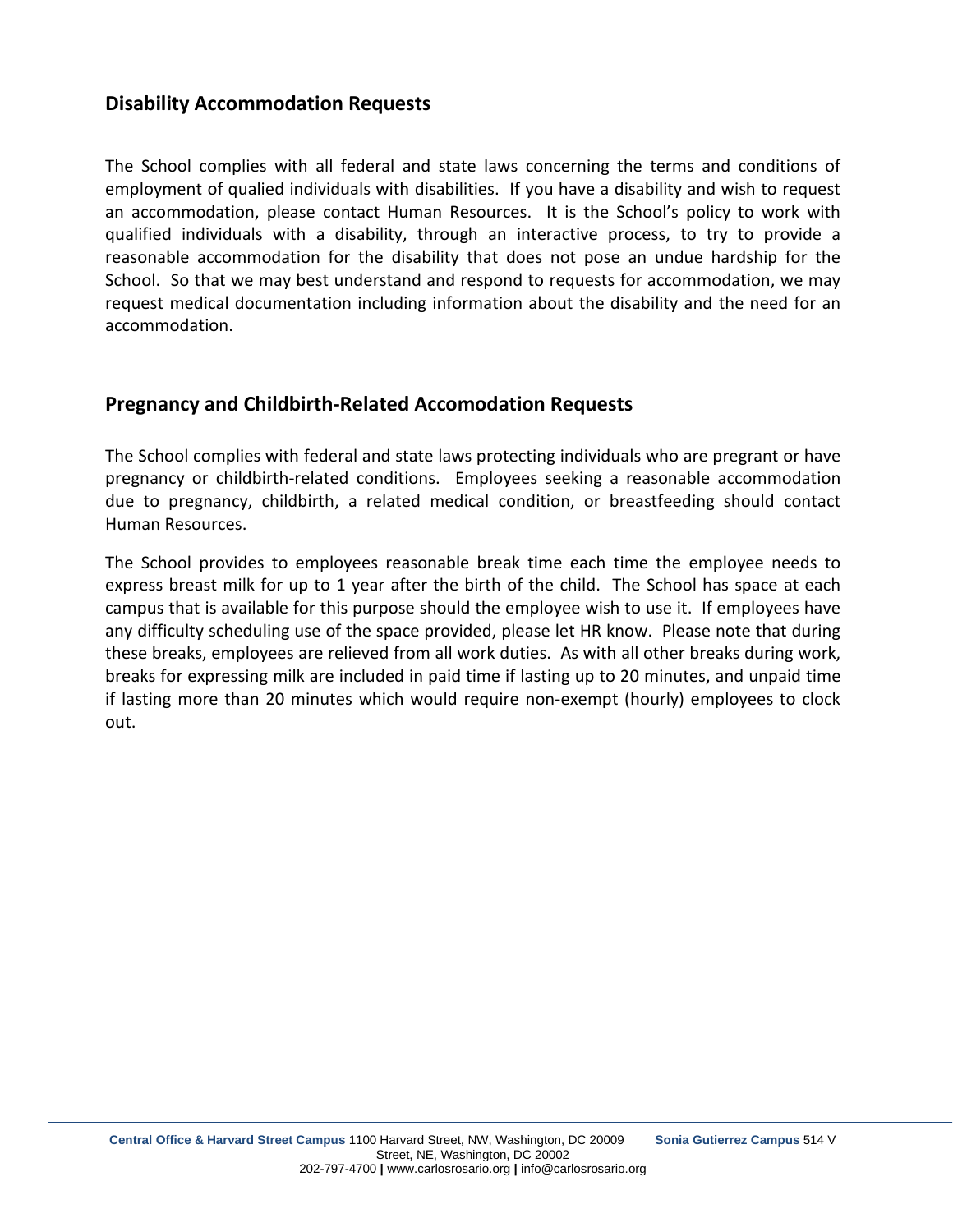## Disability Accommodation Requests

The School complies with all federal and state laws concerning the terms and conditions of employment of qualied individuals with disabilities. If you have a disability and wish to request an accommodation, please contact Human Resources. It is the School's policy to work with qualified individuals with a disability, through an interactive process, to try to provide a reasonable accommodation for the disability that does not pose an undue hardship for the School. So that we may best understand and respond to requests for accommodation, we may request medical documentation including information about the disability and the need for an accommodation.

## Pregnancy and Childbirth-Related Accomodation Requests

The School complies with federal and state laws protecting individuals who are pregrant or have pregnancy or childbirth-related conditions. Employees seeking a reasonable accommodation due to pregnancy, childbirth, a related medical condition, or breastfeeding should contact Human Resources.

The School provides to employees reasonable break time each time the employee needs to express breast milk for up to 1 year after the birth of the child. The School has space at each campus that is available for this purpose should the employee wish to use it. If employees have any difficulty scheduling use of the space provided, please let HR know. Please note that during these breaks, employees are relieved from all work duties. As with all other breaks during work, breaks for expressing milk are included in paid time if lasting up to 20 minutes, and unpaid time if lasting more than 20 minutes which would require non-exempt (hourly) employees to clock out.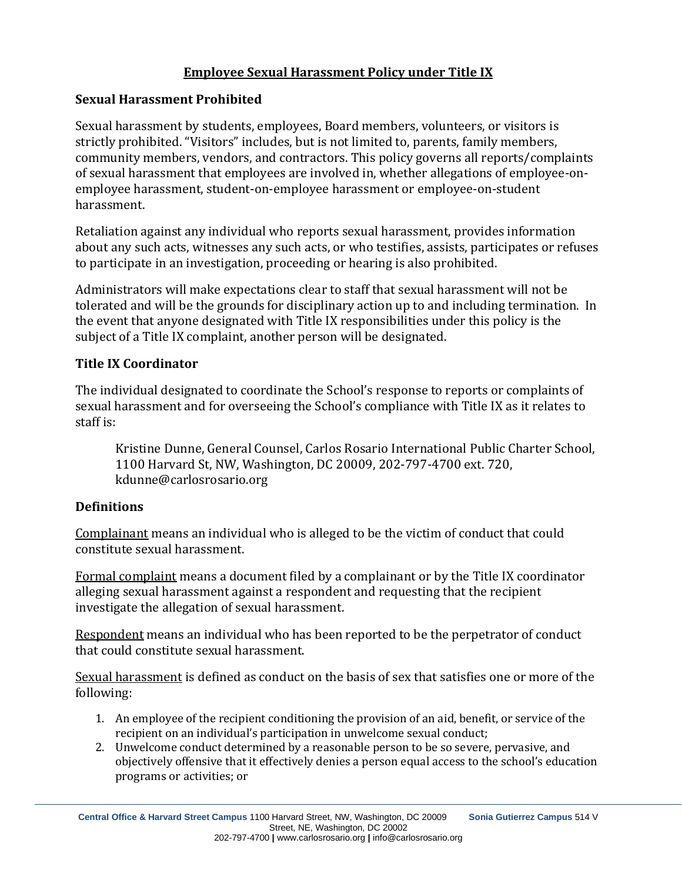## Employee Sexual Harassment Policy under Title IX

### Sexual Harassment Prohibited

Sexual harassment by students, employees, Board members, volunteers, or visitors is strictly prohibited. "Visitors" includes, but is not limited to, parents, family members, community members, vendors, and contractors. This policy governs all reports/complaints of sexual harassment that employees are involved in, whether allegations of employee-on-employee harassment, student-on-employee harassment or employee-on-student harassment.

Retaliation against any individual who reports sexual harassment, provides information about any such acts, witnesses any such acts, or who testifies, assists, participates or refuses to participate in an investigation, proceeding or hearing is also prohibited.

Administrators will make expectations clear to staff that sexual harassment will not be tolerated and will be the grounds for disciplinary action up to and including termination. In the event that anyone designated with Title IX responsibilities under this policy is the subject of a Title IX complaint, another person will be designated.

### Title IX Coordinator

The individual designated to coordinate the School's response to reports or complaints of sexual harassment and for overseeing the School's compliance with Title IX as it relates to staff is:

> Kristine Dunne, General Counsel, Carlos Rosario International Public Charter School, 1100 Harvard St, NW, Washington, DC 20009, 202-797-4700 ext. 720, kdunne@carlosrosario.org

### Definitions

<u>Complainant</u> means an individual who is alleged to be the victim of conduct that could constitute sexual harassment.

<u>Formal complaint</u> means a document filed by a complainant or by the Title IX coordinator alleging sexual harassment against a respondent and requesting that the recipient investigate the allegation of sexual harassment.

<u>Respondent</u> means an individual who has been reported to be the perpetrator of conduct that could constitute sexual harassment.

<u>Sexual harassment</u> is defined as conduct on the basis of sex that satisfies one or more of the following:

1. An employee of the recipient conditioning the provision of an aid, benefit, or service of the recipient on an individual's participation in unwelcome sexual conduct;
2. Unwelcome conduct determined by a reasonable person to be so severe, pervasive, and objectively offensive that it effectively denies a person equal access to the school's education programs or activities; or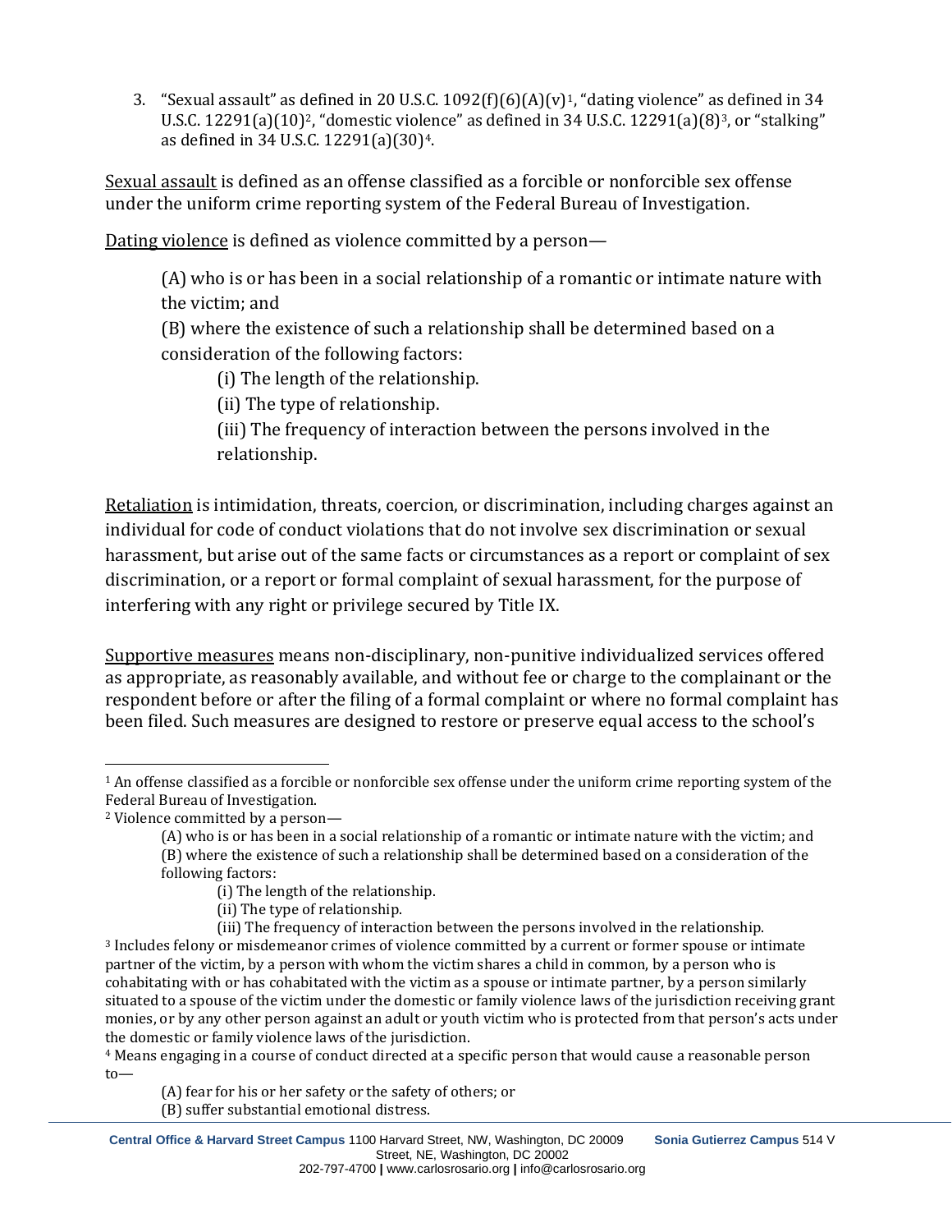3. "Sexual assault" as defined in 20 U.S.C. 1092(f)(6)(A)(v)[1], "dating violence" as defined in 34 U.S.C. 12291(a)(10)[2], "domestic violence" as defined in 34 U.S.C. 12291(a)(8)[3], or "stalking" as defined in 34 U.S.C. 12291(a)(30)[4].

<u>Sexual assault</u> is defined as an offense classified as a forcible or nonforcible sex offense under the uniform crime reporting system of the Federal Bureau of Investigation.

<u>Dating violence</u> is defined as violence committed by a person—

> (A) who is or has been in a social relationship of a romantic or intimate nature with the victim; and
>
> (B) where the existence of such a relationship shall be determined based on a consideration of the following factors:
>
> > (i) The length of the relationship.
> >
> > (ii) The type of relationship.
> >
> > (iii) The frequency of interaction between the persons involved in the relationship.

<u>Retaliation</u> is intimidation, threats, coercion, or discrimination, including charges against an individual for code of conduct violations that do not involve sex discrimination or sexual harassment, but arise out of the same facts or circumstances as a report or complaint of sex discrimination, or a report or formal complaint of sexual harassment, for the purpose of interfering with any right or privilege secured by Title IX.

<u>Supportive measures</u> means non-disciplinary, non-punitive individualized services offered as appropriate, as reasonably available, and without fee or charge to the complainant or the respondent before or after the filing of a formal complaint or where no formal complaint has been filed. Such measures are designed to restore or preserve equal access to the school's

---

[1] An offense classified as a forcible or nonforcible sex offense under the uniform crime reporting system of the Federal Bureau of Investigation.

[2] Violence committed by a person—

> (A) who is or has been in a social relationship of a romantic or intimate nature with the victim; and
>
> (B) where the existence of such a relationship shall be determined based on a consideration of the following factors:
>
> > (i) The length of the relationship.
> >
> > (ii) The type of relationship.
> >
> > (iii) The frequency of interaction between the persons involved in the relationship.

[3] Includes felony or misdemeanor crimes of violence committed by a current or former spouse or intimate partner of the victim, by a person with whom the victim shares a child in common, by a person who is cohabitating with or has cohabitated with the victim as a spouse or intimate partner, by a person similarly situated to a spouse of the victim under the domestic or family violence laws of the jurisdiction receiving grant monies, or by any other person against an adult or youth victim who is protected from that person's acts under the domestic or family violence laws of the jurisdiction.

[4] Means engaging in a course of conduct directed at a specific person that would cause a reasonable person to—

> (A) fear for his or her safety or the safety of others; or
>
> (B) suffer substantial emotional distress.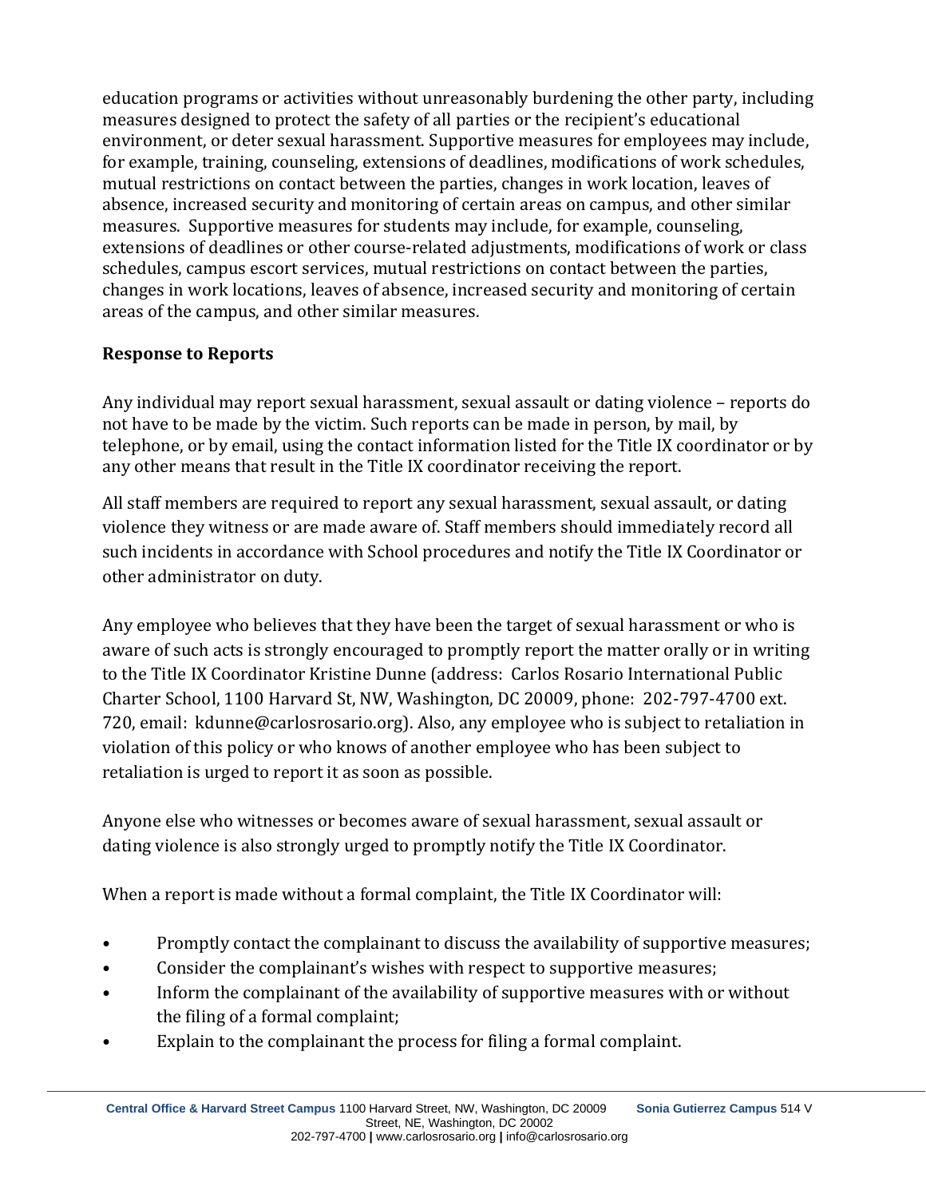education programs or activities without unreasonably burdening the other party, including measures designed to protect the safety of all parties or the recipient's educational environment, or deter sexual harassment. Supportive measures for employees may include, for example, training, counseling, extensions of deadlines, modifications of work schedules, mutual restrictions on contact between the parties, changes in work location, leaves of absence, increased security and monitoring of certain areas on campus, and other similar measures. Supportive measures for students may include, for example, counseling, extensions of deadlines or other course-related adjustments, modifications of work or class schedules, campus escort services, mutual restrictions on contact between the parties, changes in work locations, leaves of absence, increased security and monitoring of certain areas of the campus, and other similar measures.

**Response to Reports**

Any individual may report sexual harassment, sexual assault or dating violence – reports do not have to be made by the victim. Such reports can be made in person, by mail, by telephone, or by email, using the contact information listed for the Title IX coordinator or by any other means that result in the Title IX coordinator receiving the report.

All staff members are required to report any sexual harassment, sexual assault, or dating violence they witness or are made aware of. Staff members should immediately record all such incidents in accordance with School procedures and notify the Title IX Coordinator or other administrator on duty.

Any employee who believes that they have been the target of sexual harassment or who is aware of such acts is strongly encouraged to promptly report the matter orally or in writing to the Title IX Coordinator Kristine Dunne (address: Carlos Rosario International Public Charter School, 1100 Harvard St, NW, Washington, DC 20009, phone: 202-797-4700 ext. 720, email: kdunne@carlosrosario.org). Also, any employee who is subject to retaliation in violation of this policy or who knows of another employee who has been subject to retaliation is urged to report it as soon as possible.

Anyone else who witnesses or becomes aware of sexual harassment, sexual assault or dating violence is also strongly urged to promptly notify the Title IX Coordinator.

When a report is made without a formal complaint, the Title IX Coordinator will:

- Promptly contact the complainant to discuss the availability of supportive measures;
- Consider the complainant's wishes with respect to supportive measures;
- Inform the complainant of the availability of supportive measures with or without the filing of a formal complaint;
- Explain to the complainant the process for filing a formal complaint.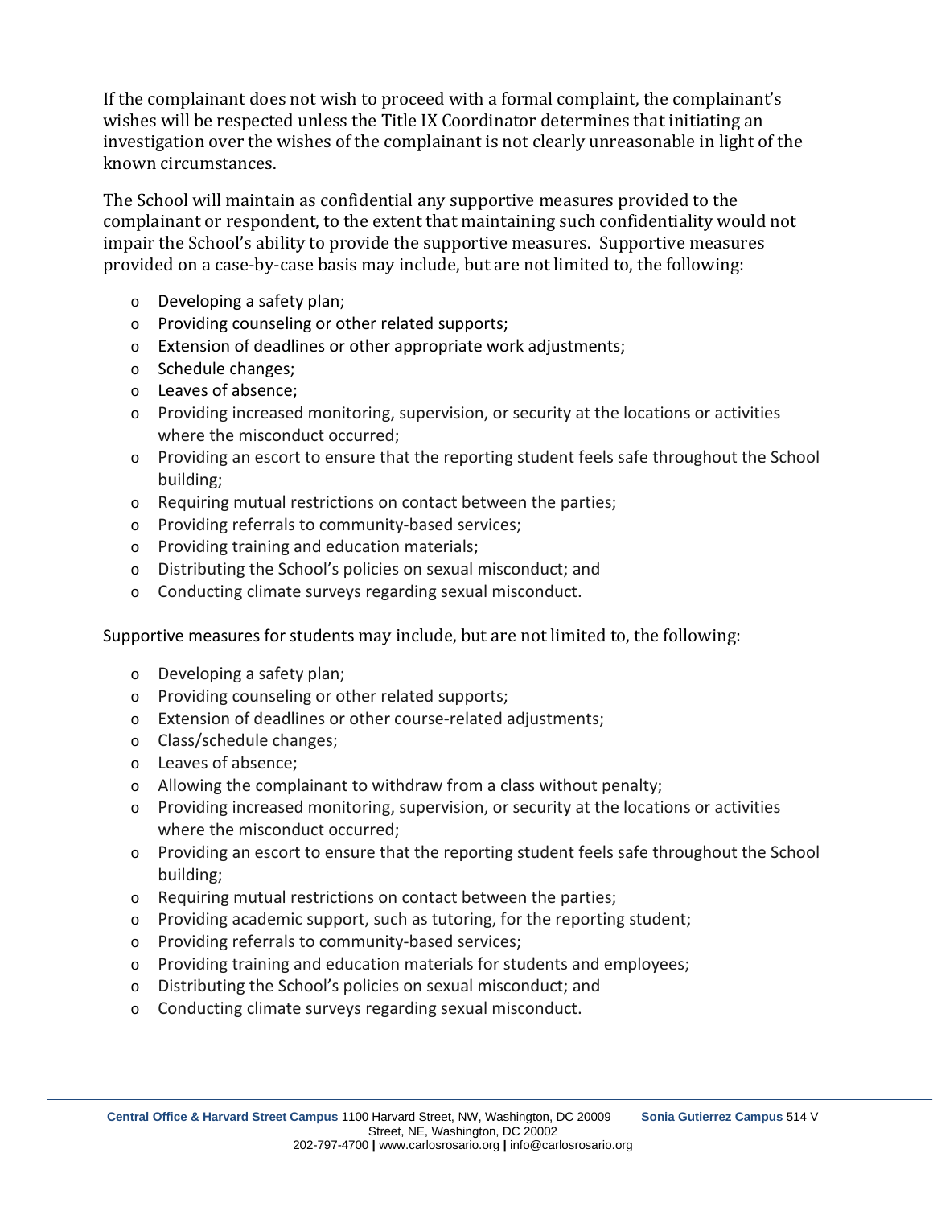If the complainant does not wish to proceed with a formal complaint, the complainant's wishes will be respected unless the Title IX Coordinator determines that initiating an investigation over the wishes of the complainant is not clearly unreasonable in light of the known circumstances.

The School will maintain as confidential any supportive measures provided to the complainant or respondent, to the extent that maintaining such confidentiality would not impair the School's ability to provide the supportive measures. Supportive measures provided on a case-by-case basis may include, but are not limited to, the following:

- Developing a safety plan;
- Providing counseling or other related supports;
- Extension of deadlines or other appropriate work adjustments;
- Schedule changes;
- Leaves of absence;
- Providing increased monitoring, supervision, or security at the locations or activities where the misconduct occurred;
- Providing an escort to ensure that the reporting student feels safe throughout the School building;
- Requiring mutual restrictions on contact between the parties;
- Providing referrals to community-based services;
- Providing training and education materials;
- Distributing the School's policies on sexual misconduct; and
- Conducting climate surveys regarding sexual misconduct.

Supportive measures for students may include, but are not limited to, the following:

- Developing a safety plan;
- Providing counseling or other related supports;
- Extension of deadlines or other course-related adjustments;
- Class/schedule changes;
- Leaves of absence;
- Allowing the complainant to withdraw from a class without penalty;
- Providing increased monitoring, supervision, or security at the locations or activities where the misconduct occurred;
- Providing an escort to ensure that the reporting student feels safe throughout the School building;
- Requiring mutual restrictions on contact between the parties;
- Providing academic support, such as tutoring, for the reporting student;
- Providing referrals to community-based services;
- Providing training and education materials for students and employees;
- Distributing the School's policies on sexual misconduct; and
- Conducting climate surveys regarding sexual misconduct.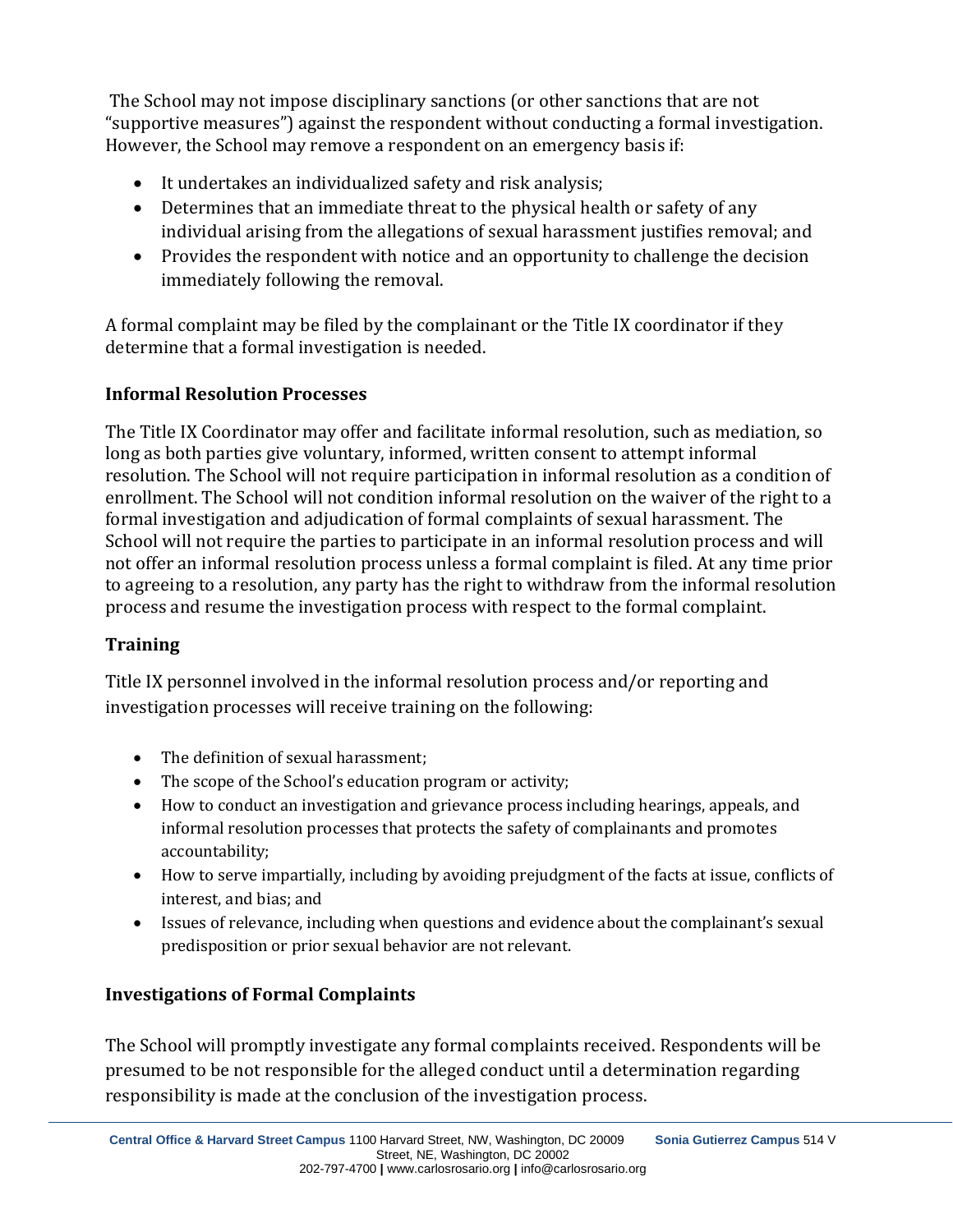The School may not impose disciplinary sanctions (or other sanctions that are not "supportive measures") against the respondent without conducting a formal investigation. However, the School may remove a respondent on an emergency basis if:

- It undertakes an individualized safety and risk analysis;
- Determines that an immediate threat to the physical health or safety of any individual arising from the allegations of sexual harassment justifies removal; and
- Provides the respondent with notice and an opportunity to challenge the decision immediately following the removal.

A formal complaint may be filed by the complainant or the Title IX coordinator if they determine that a formal investigation is needed.

### Informal Resolution Processes

The Title IX Coordinator may offer and facilitate informal resolution, such as mediation, so long as both parties give voluntary, informed, written consent to attempt informal resolution. The School will not require participation in informal resolution as a condition of enrollment. The School will not condition informal resolution on the waiver of the right to a formal investigation and adjudication of formal complaints of sexual harassment. The School will not require the parties to participate in an informal resolution process and will not offer an informal resolution process unless a formal complaint is filed. At any time prior to agreeing to a resolution, any party has the right to withdraw from the informal resolution process and resume the investigation process with respect to the formal complaint.

### Training

Title IX personnel involved in the informal resolution process and/or reporting and investigation processes will receive training on the following:

- The definition of sexual harassment;
- The scope of the School's education program or activity;
- How to conduct an investigation and grievance process including hearings, appeals, and informal resolution processes that protects the safety of complainants and promotes accountability;
- How to serve impartially, including by avoiding prejudgment of the facts at issue, conflicts of interest, and bias; and
- Issues of relevance, including when questions and evidence about the complainant's sexual predisposition or prior sexual behavior are not relevant.

### Investigations of Formal Complaints

The School will promptly investigate any formal complaints received. Respondents will be presumed to be not responsible for the alleged conduct until a determination regarding responsibility is made at the conclusion of the investigation process.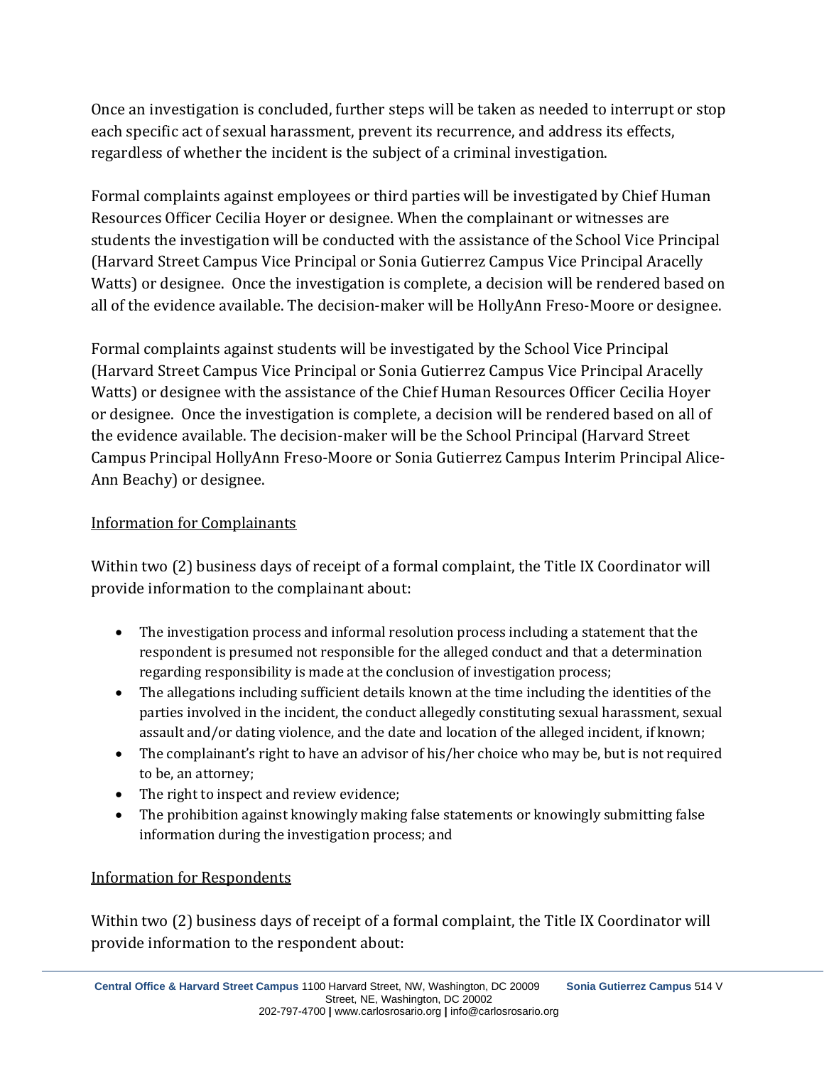Once an investigation is concluded, further steps will be taken as needed to interrupt or stop each specific act of sexual harassment, prevent its recurrence, and address its effects, regardless of whether the incident is the subject of a criminal investigation.

Formal complaints against employees or third parties will be investigated by Chief Human Resources Officer Cecilia Hoyer or designee. When the complainant or witnesses are students the investigation will be conducted with the assistance of the School Vice Principal (Harvard Street Campus Vice Principal or Sonia Gutierrez Campus Vice Principal Aracelly Watts) or designee. Once the investigation is complete, a decision will be rendered based on all of the evidence available. The decision-maker will be HollyAnn Freso-Moore or designee.

Formal complaints against students will be investigated by the School Vice Principal (Harvard Street Campus Vice Principal or Sonia Gutierrez Campus Vice Principal Aracelly Watts) or designee with the assistance of the Chief Human Resources Officer Cecilia Hoyer or designee. Once the investigation is complete, a decision will be rendered based on all of the evidence available. The decision-maker will be the School Principal (Harvard Street Campus Principal HollyAnn Freso-Moore or Sonia Gutierrez Campus Interim Principal Alice-Ann Beachy) or designee.

<u>Information for Complainants</u>

Within two (2) business days of receipt of a formal complaint, the Title IX Coordinator will provide information to the complainant about:

- The investigation process and informal resolution process including a statement that the respondent is presumed not responsible for the alleged conduct and that a determination regarding responsibility is made at the conclusion of investigation process;
- The allegations including sufficient details known at the time including the identities of the parties involved in the incident, the conduct allegedly constituting sexual harassment, sexual assault and/or dating violence, and the date and location of the alleged incident, if known;
- The complainant's right to have an advisor of his/her choice who may be, but is not required to be, an attorney;
- The right to inspect and review evidence;
- The prohibition against knowingly making false statements or knowingly submitting false information during the investigation process; and

<u>Information for Respondents</u>

Within two (2) business days of receipt of a formal complaint, the Title IX Coordinator will provide information to the respondent about: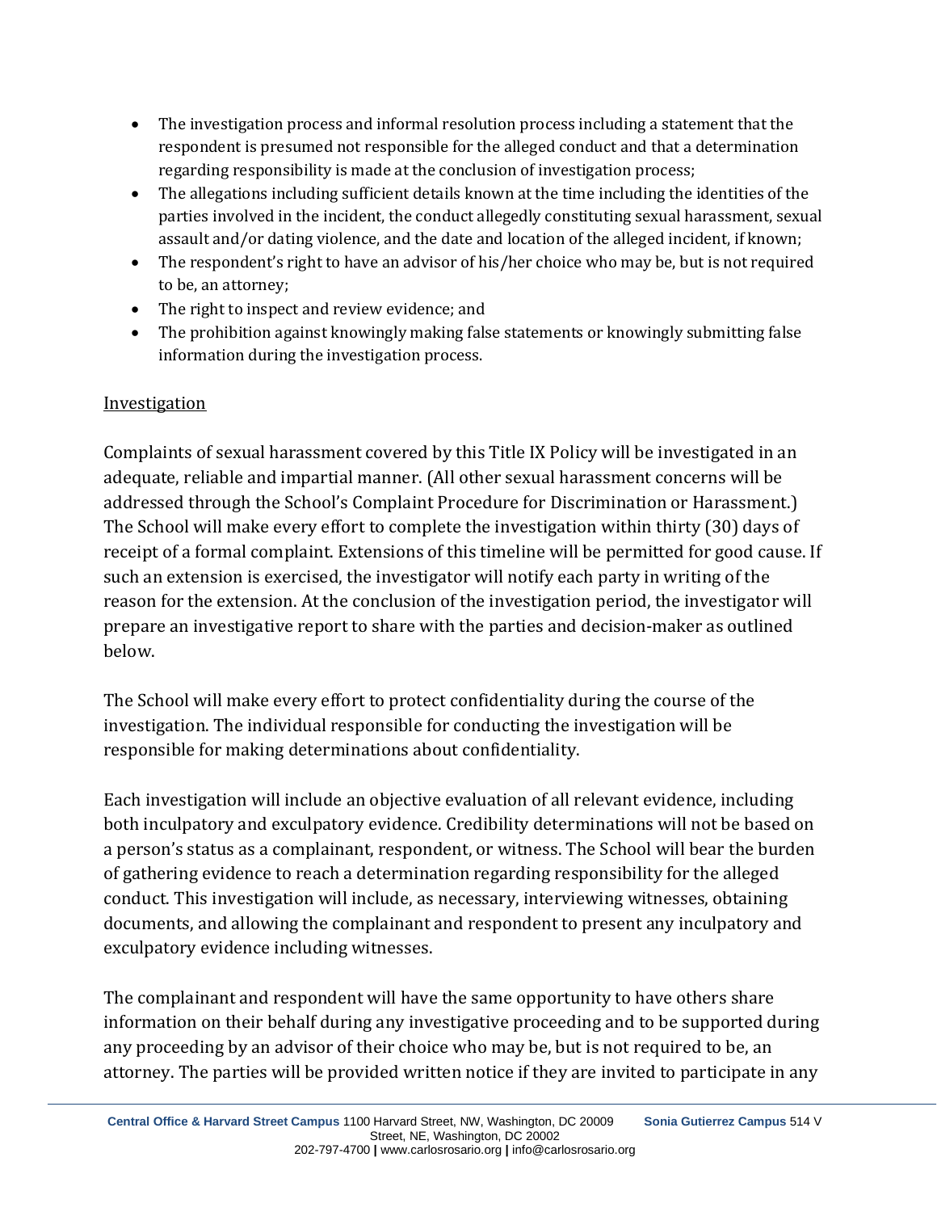- The investigation process and informal resolution process including a statement that the respondent is presumed not responsible for the alleged conduct and that a determination regarding responsibility is made at the conclusion of investigation process;
- The allegations including sufficient details known at the time including the identities of the parties involved in the incident, the conduct allegedly constituting sexual harassment, sexual assault and/or dating violence, and the date and location of the alleged incident, if known;
- The respondent's right to have an advisor of his/her choice who may be, but is not required to be, an attorney;
- The right to inspect and review evidence; and
- The prohibition against knowingly making false statements or knowingly submitting false information during the investigation process.

Investigation

Complaints of sexual harassment covered by this Title IX Policy will be investigated in an adequate, reliable and impartial manner. (All other sexual harassment concerns will be addressed through the School's Complaint Procedure for Discrimination or Harassment.) The School will make every effort to complete the investigation within thirty (30) days of receipt of a formal complaint. Extensions of this timeline will be permitted for good cause. If such an extension is exercised, the investigator will notify each party in writing of the reason for the extension. At the conclusion of the investigation period, the investigator will prepare an investigative report to share with the parties and decision-maker as outlined below.

The School will make every effort to protect confidentiality during the course of the investigation. The individual responsible for conducting the investigation will be responsible for making determinations about confidentiality.

Each investigation will include an objective evaluation of all relevant evidence, including both inculpatory and exculpatory evidence. Credibility determinations will not be based on a person's status as a complainant, respondent, or witness. The School will bear the burden of gathering evidence to reach a determination regarding responsibility for the alleged conduct. This investigation will include, as necessary, interviewing witnesses, obtaining documents, and allowing the complainant and respondent to present any inculpatory and exculpatory evidence including witnesses.

The complainant and respondent will have the same opportunity to have others share information on their behalf during any investigative proceeding and to be supported during any proceeding by an advisor of their choice who may be, but is not required to be, an attorney. The parties will be provided written notice if they are invited to participate in any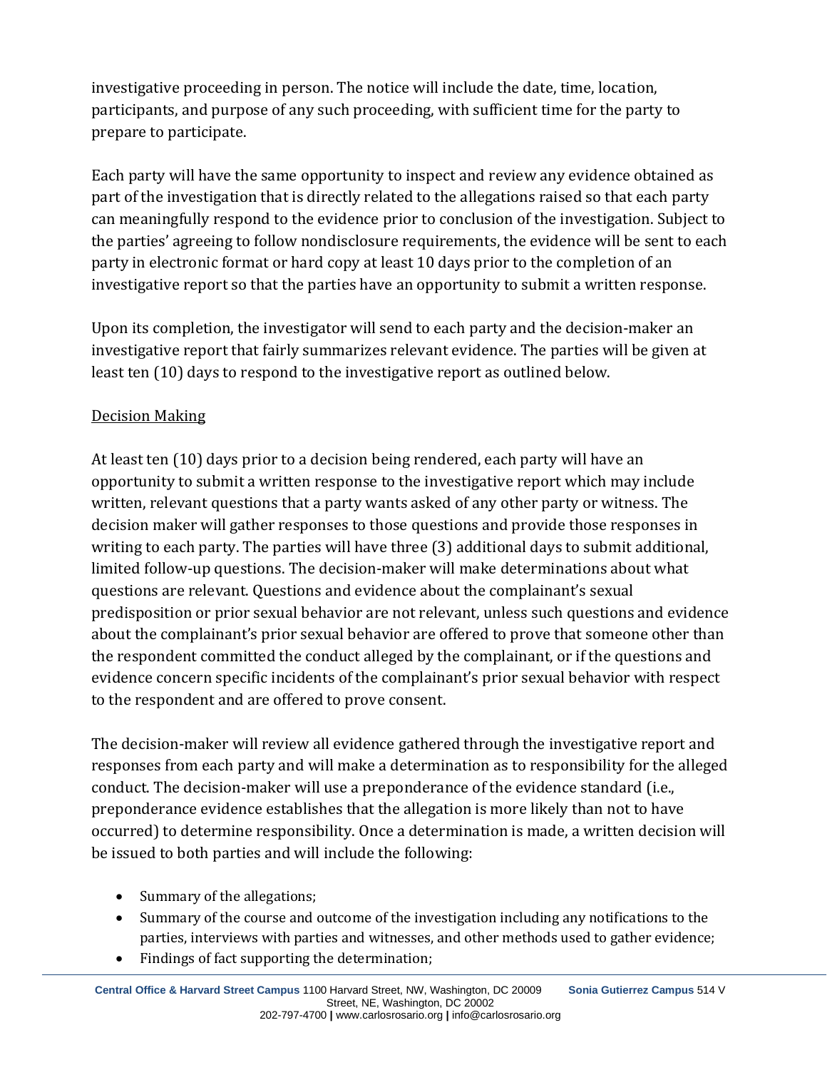investigative proceeding in person. The notice will include the date, time, location, participants, and purpose of any such proceeding, with sufficient time for the party to prepare to participate.

Each party will have the same opportunity to inspect and review any evidence obtained as part of the investigation that is directly related to the allegations raised so that each party can meaningfully respond to the evidence prior to conclusion of the investigation. Subject to the parties' agreeing to follow nondisclosure requirements, the evidence will be sent to each party in electronic format or hard copy at least 10 days prior to the completion of an investigative report so that the parties have an opportunity to submit a written response.

Upon its completion, the investigator will send to each party and the decision-maker an investigative report that fairly summarizes relevant evidence. The parties will be given at least ten (10) days to respond to the investigative report as outlined below.

<u>Decision Making</u>

At least ten (10) days prior to a decision being rendered, each party will have an opportunity to submit a written response to the investigative report which may include written, relevant questions that a party wants asked of any other party or witness. The decision maker will gather responses to those questions and provide those responses in writing to each party. The parties will have three (3) additional days to submit additional, limited follow-up questions. The decision-maker will make determinations about what questions are relevant. Questions and evidence about the complainant's sexual predisposition or prior sexual behavior are not relevant, unless such questions and evidence about the complainant's prior sexual behavior are offered to prove that someone other than the respondent committed the conduct alleged by the complainant, or if the questions and evidence concern specific incidents of the complainant's prior sexual behavior with respect to the respondent and are offered to prove consent.

The decision-maker will review all evidence gathered through the investigative report and responses from each party and will make a determination as to responsibility for the alleged conduct. The decision-maker will use a preponderance of the evidence standard (i.e., preponderance evidence establishes that the allegation is more likely than not to have occurred) to determine responsibility. Once a determination is made, a written decision will be issued to both parties and will include the following:

- Summary of the allegations;
- Summary of the course and outcome of the investigation including any notifications to the parties, interviews with parties and witnesses, and other methods used to gather evidence;
- Findings of fact supporting the determination;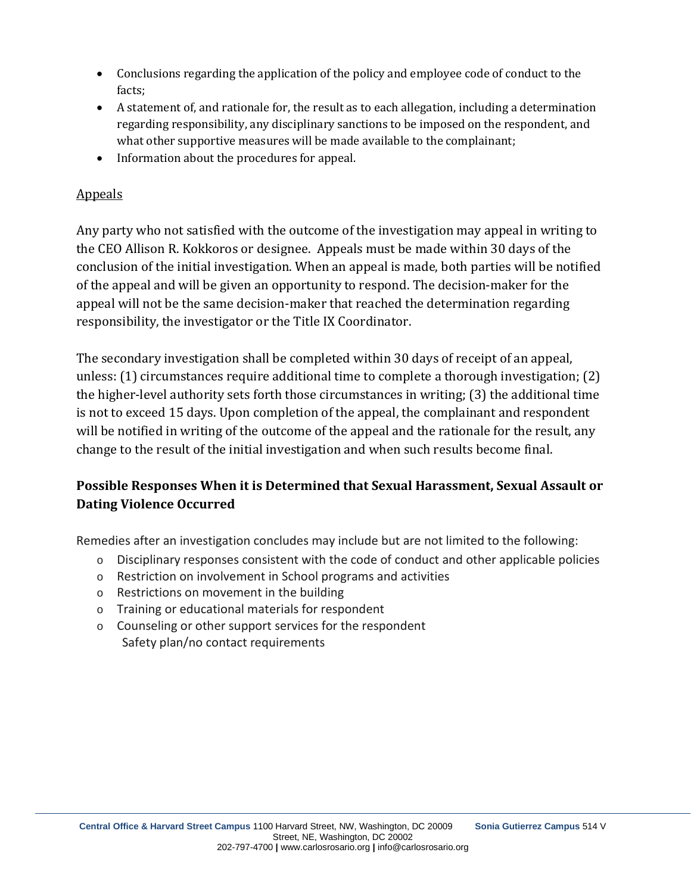- Conclusions regarding the application of the policy and employee code of conduct to the facts;
- A statement of, and rationale for, the result as to each allegation, including a determination regarding responsibility, any disciplinary sanctions to be imposed on the respondent, and what other supportive measures will be made available to the complainant;
- Information about the procedures for appeal.

<u>Appeals</u>

Any party who not satisfied with the outcome of the investigation may appeal in writing to the CEO Allison R. Kokkoros or designee. Appeals must be made within 30 days of the conclusion of the initial investigation. When an appeal is made, both parties will be notified of the appeal and will be given an opportunity to respond. The decision-maker for the appeal will not be the same decision-maker that reached the determination regarding responsibility, the investigator or the Title IX Coordinator.

The secondary investigation shall be completed within 30 days of receipt of an appeal, unless: (1) circumstances require additional time to complete a thorough investigation; (2) the higher-level authority sets forth those circumstances in writing; (3) the additional time is not to exceed 15 days. Upon completion of the appeal, the complainant and respondent will be notified in writing of the outcome of the appeal and the rationale for the result, any change to the result of the initial investigation and when such results become final.

**Possible Responses When it is Determined that Sexual Harassment, Sexual Assault or Dating Violence Occurred**

Remedies after an investigation concludes may include but are not limited to the following:

- Disciplinary responses consistent with the code of conduct and other applicable policies
- Restriction on involvement in School programs and activities
- Restrictions on movement in the building
- Training or educational materials for respondent
- Counseling or other support services for the respondent
  Safety plan/no contact requirements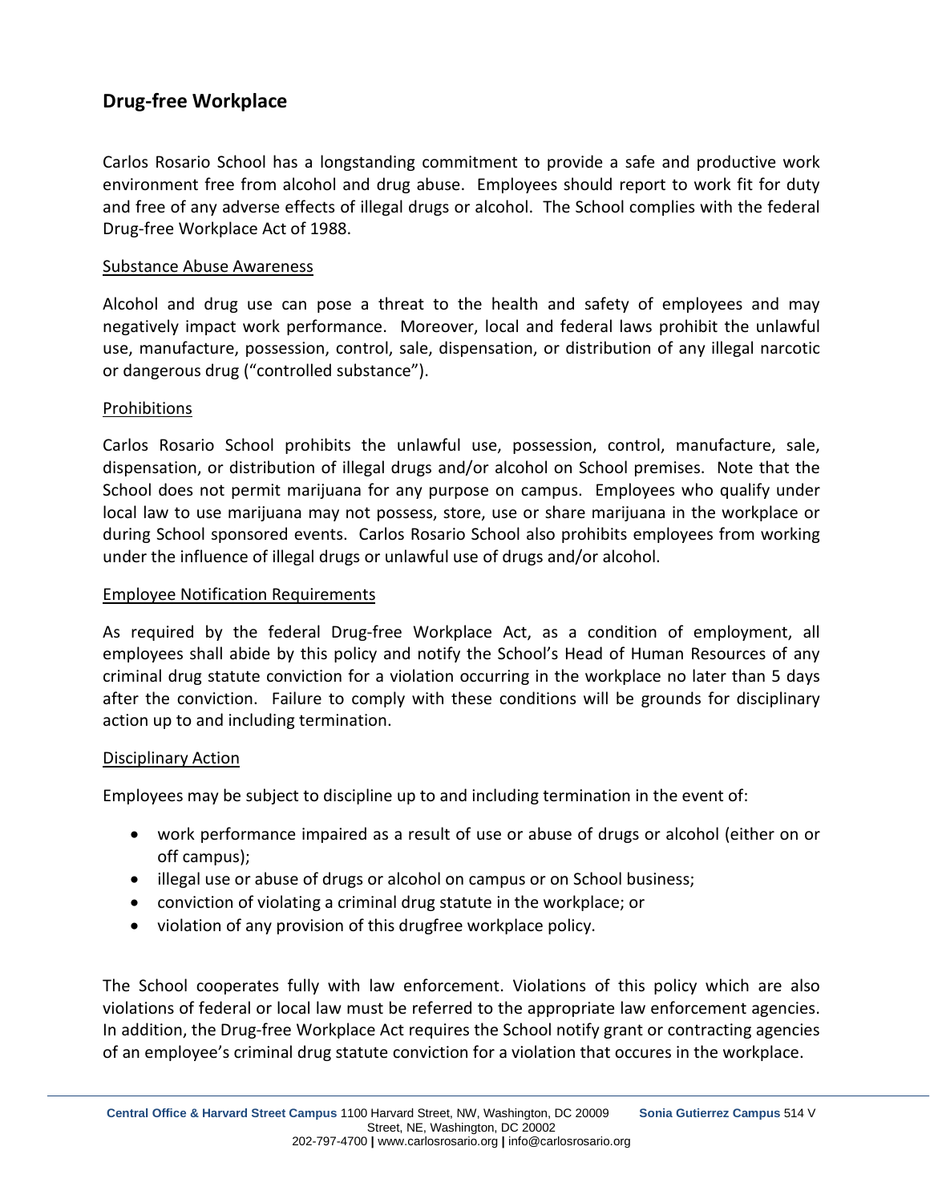## Drug-free Workplace

Carlos Rosario School has a longstanding commitment to provide a safe and productive work environment free from alcohol and drug abuse. Employees should report to work fit for duty and free of any adverse effects of illegal drugs or alcohol. The School complies with the federal Drug-free Workplace Act of 1988.

### Substance Abuse Awareness

Alcohol and drug use can pose a threat to the health and safety of employees and may negatively impact work performance. Moreover, local and federal laws prohibit the unlawful use, manufacture, possession, control, sale, dispensation, or distribution of any illegal narcotic or dangerous drug ("controlled substance").

### Prohibitions

Carlos Rosario School prohibits the unlawful use, possession, control, manufacture, sale, dispensation, or distribution of illegal drugs and/or alcohol on School premises. Note that the School does not permit marijuana for any purpose on campus. Employees who qualify under local law to use marijuana may not possess, store, use or share marijuana in the workplace or during School sponsored events. Carlos Rosario School also prohibits employees from working under the influence of illegal drugs or unlawful use of drugs and/or alcohol.

### Employee Notification Requirements

As required by the federal Drug-free Workplace Act, as a condition of employment, all employees shall abide by this policy and notify the School's Head of Human Resources of any criminal drug statute conviction for a violation occurring in the workplace no later than 5 days after the conviction. Failure to comply with these conditions will be grounds for disciplinary action up to and including termination.

### Disciplinary Action

Employees may be subject to discipline up to and including termination in the event of:

- work performance impaired as a result of use or abuse of drugs or alcohol (either on or off campus);
- illegal use or abuse of drugs or alcohol on campus or on School business;
- conviction of violating a criminal drug statute in the workplace; or
- violation of any provision of this drugfree workplace policy.

The School cooperates fully with law enforcement. Violations of this policy which are also violations of federal or local law must be referred to the appropriate law enforcement agencies. In addition, the Drug-free Workplace Act requires the School notify grant or contracting agencies of an employee's criminal drug statute conviction for a violation that occures in the workplace.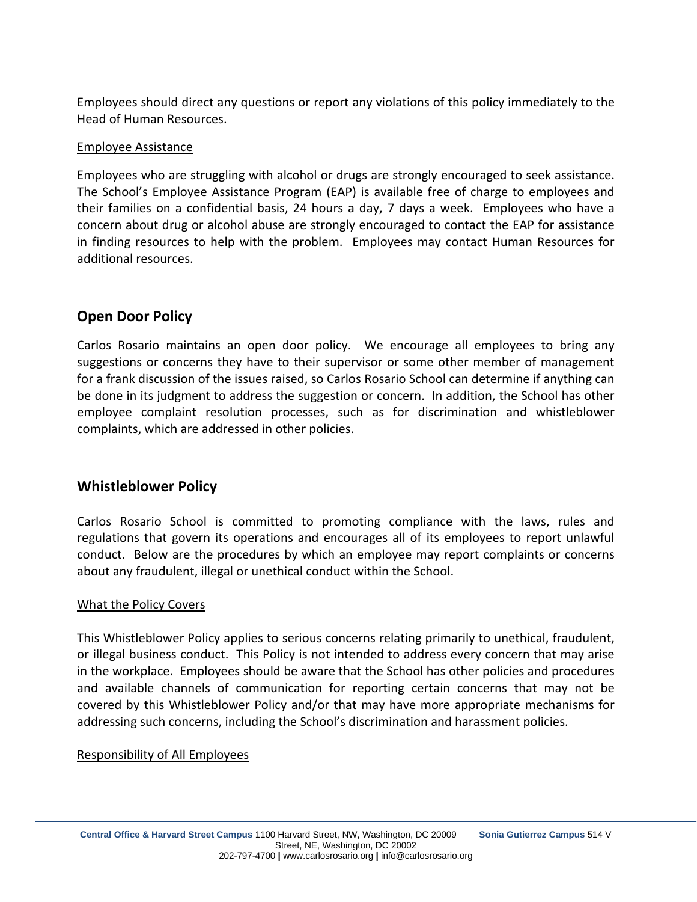Employees should direct any questions or report any violations of this policy immediately to the Head of Human Resources.

Employee Assistance

Employees who are struggling with alcohol or drugs are strongly encouraged to seek assistance. The School's Employee Assistance Program (EAP) is available free of charge to employees and their families on a confidential basis, 24 hours a day, 7 days a week. Employees who have a concern about drug or alcohol abuse are strongly encouraged to contact the EAP for assistance in finding resources to help with the problem. Employees may contact Human Resources for additional resources.

## Open Door Policy

Carlos Rosario maintains an open door policy. We encourage all employees to bring any suggestions or concerns they have to their supervisor or some other member of management for a frank discussion of the issues raised, so Carlos Rosario School can determine if anything can be done in its judgment to address the suggestion or concern. In addition, the School has other employee complaint resolution processes, such as for discrimination and whistleblower complaints, which are addressed in other policies.

## Whistleblower Policy

Carlos Rosario School is committed to promoting compliance with the laws, rules and regulations that govern its operations and encourages all of its employees to report unlawful conduct. Below are the procedures by which an employee may report complaints or concerns about any fraudulent, illegal or unethical conduct within the School.

What the Policy Covers

This Whistleblower Policy applies to serious concerns relating primarily to unethical, fraudulent, or illegal business conduct. This Policy is not intended to address every concern that may arise in the workplace. Employees should be aware that the School has other policies and procedures and available channels of communication for reporting certain concerns that may not be covered by this Whistleblower Policy and/or that may have more appropriate mechanisms for addressing such concerns, including the School's discrimination and harassment policies.

Responsibility of All Employees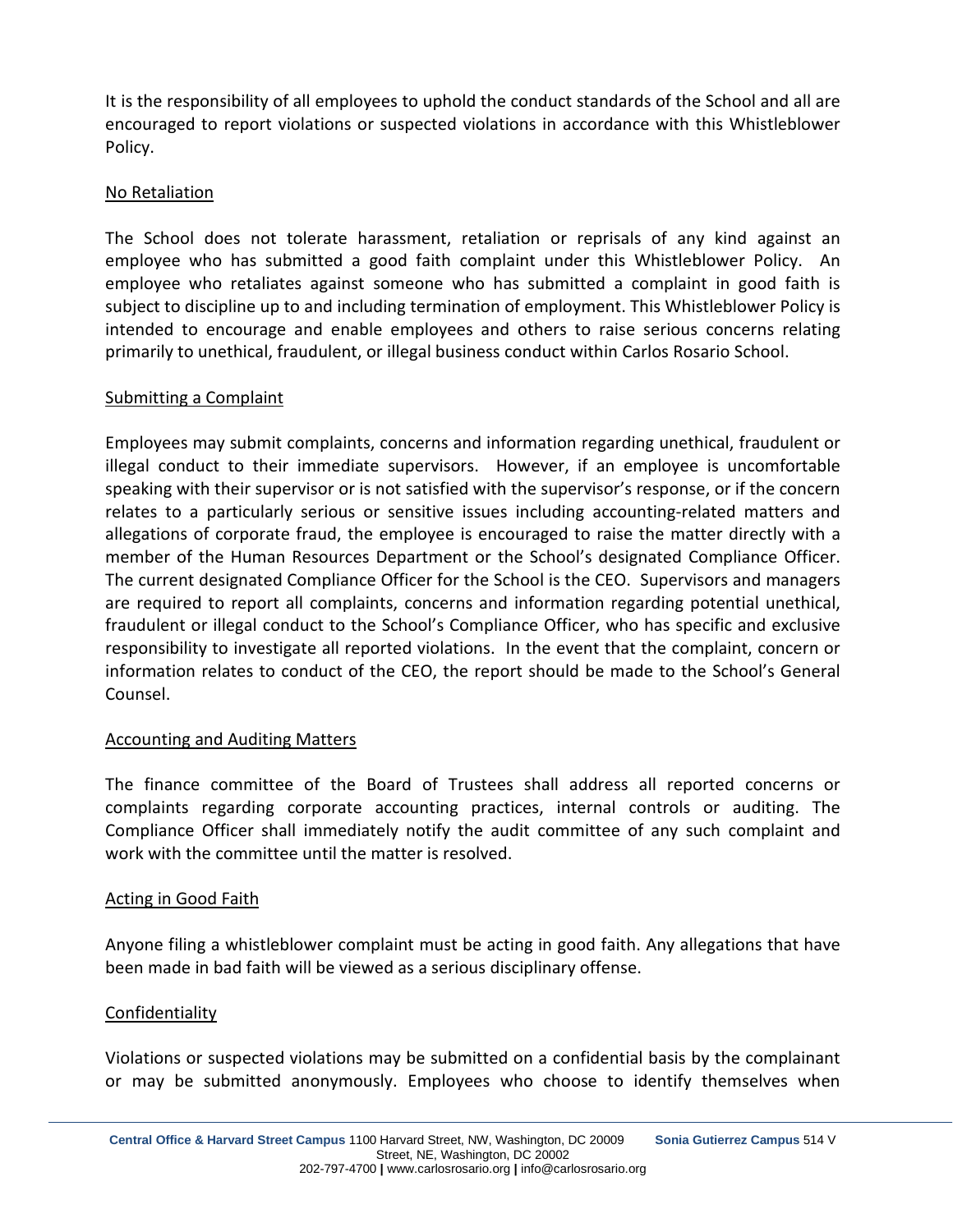It is the responsibility of all employees to uphold the conduct standards of the School and all are encouraged to report violations or suspected violations in accordance with this Whistleblower Policy.

No Retaliation

The School does not tolerate harassment, retaliation or reprisals of any kind against an employee who has submitted a good faith complaint under this Whistleblower Policy. An employee who retaliates against someone who has submitted a complaint in good faith is subject to discipline up to and including termination of employment. This Whistleblower Policy is intended to encourage and enable employees and others to raise serious concerns relating primarily to unethical, fraudulent, or illegal business conduct within Carlos Rosario School.

Submitting a Complaint

Employees may submit complaints, concerns and information regarding unethical, fraudulent or illegal conduct to their immediate supervisors. However, if an employee is uncomfortable speaking with their supervisor or is not satisfied with the supervisor's response, or if the concern relates to a particularly serious or sensitive issues including accounting-related matters and allegations of corporate fraud, the employee is encouraged to raise the matter directly with a member of the Human Resources Department or the School's designated Compliance Officer. The current designated Compliance Officer for the School is the CEO. Supervisors and managers are required to report all complaints, concerns and information regarding potential unethical, fraudulent or illegal conduct to the School's Compliance Officer, who has specific and exclusive responsibility to investigate all reported violations. In the event that the complaint, concern or information relates to conduct of the CEO, the report should be made to the School's General Counsel.

Accounting and Auditing Matters

The finance committee of the Board of Trustees shall address all reported concerns or complaints regarding corporate accounting practices, internal controls or auditing. The Compliance Officer shall immediately notify the audit committee of any such complaint and work with the committee until the matter is resolved.

Acting in Good Faith

Anyone filing a whistleblower complaint must be acting in good faith. Any allegations that have been made in bad faith will be viewed as a serious disciplinary offense.

Confidentiality

Violations or suspected violations may be submitted on a confidential basis by the complainant or may be submitted anonymously. Employees who choose to identify themselves when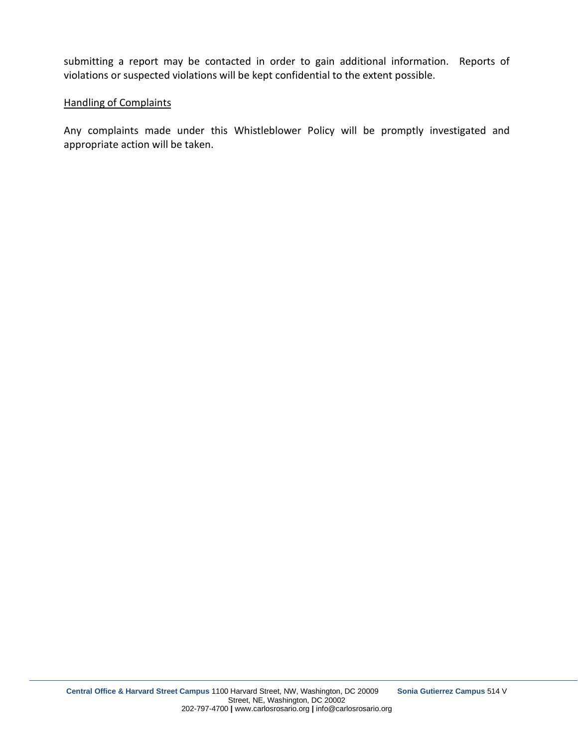submitting a report may be contacted in order to gain additional information. Reports of violations or suspected violations will be kept confidential to the extent possible.

Handling of Complaints

Any complaints made under this Whistleblower Policy will be promptly investigated and appropriate action will be taken.